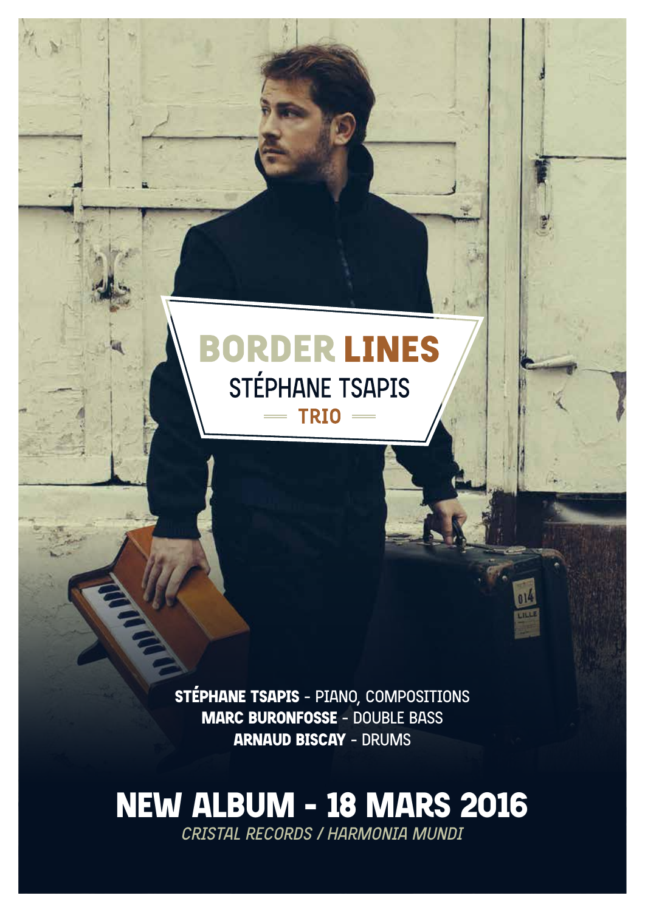# BORDER LINES

## STÉPHANE TSAPIS

### TRIO

**STÉPHANE TSAPIS** - PIANO, COMPOSITIONS
**MARC BURONFOSSE** - DOUBLE BASS
**ARNAUD BISCAY** - DRUMS

## NEW ALBUM - 18 MARS 2016

*CRISTAL RECORDS / HARMONIA MUNDI*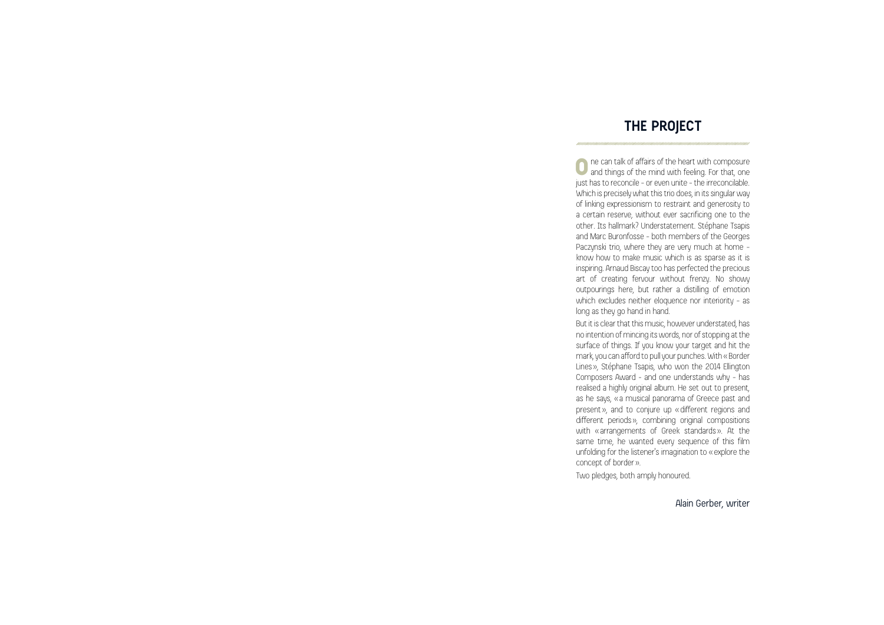# THE PROJECT

One can talk of affairs of the heart with composure and things of the mind with feeling. For that, one just has to reconcile - or even unite - the irreconcilable. Which is precisely what this trio does, in its singular way of linking expressionism to restraint and generosity to a certain reserve, without ever sacrificing one to the other. Its hallmark? Understatement. Stéphane Tsapis and Marc Buronfosse - both members of the Georges Paczynski trio, where they are very much at home - know how to make music which is as sparse as it is inspiring. Arnaud Biscay too has perfected the precious art of creating fervour without frenzy. No showy outpourings here, but rather a distilling of emotion which excludes neither eloquence nor interiority - as long as they go hand in hand.

But it is clear that this music, however understated, has no intention of mincing its words, nor of stopping at the surface of things. If you know your target and hit the mark, you can afford to pull your punches. With « Border Lines », Stéphane Tsapis, who won the 2014 Ellington Composers Award - and one understands why - has realised a highly original album. He set out to present, as he says, « a musical panorama of Greece past and present », and to conjure up « different regions and different periods », combining original compositions with « arrangements of Greek standards ». At the same time, he wanted every sequence of this film unfolding for the listener's imagination to « explore the concept of border ».

Two pledges, both amply honoured.

Alain Gerber, writer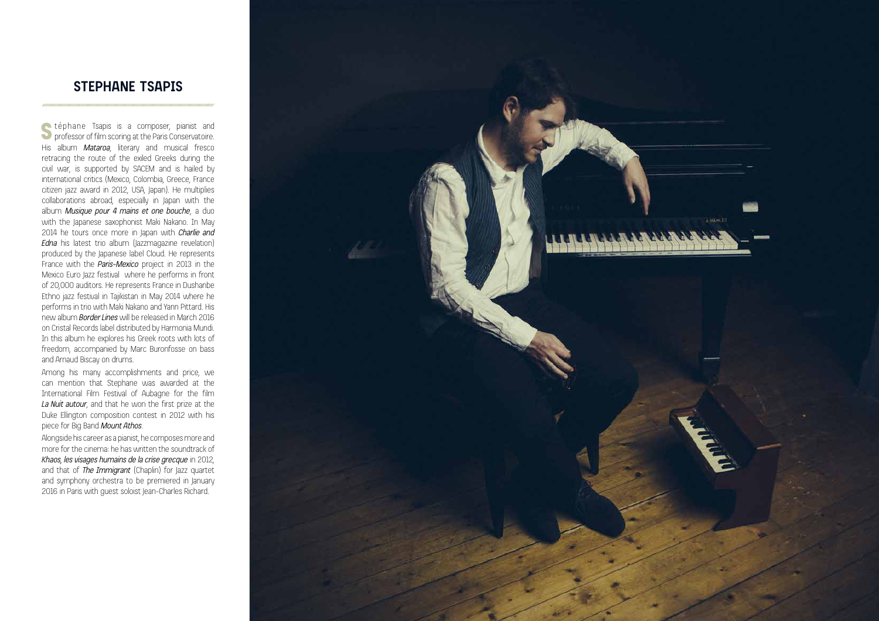## STEPHANE TSAPIS

Stéphane Tsapis is a composer, pianist and professor of film scoring at the Paris Conservatoire. His album ***Mataroa***, literary and musical fresco retracing the route of the exiled Greeks during the civil war, is supported by SACEM and is hailed by international critics (Mexico, Colombia, Greece, France citizen jazz award in 2012, USA, Japan). He multiplies collaborations abroad, especially in Japan with the album ***Musique pour 4 mains et one bouche***, a duo with the Japanese saxophonist Maki Nakano. In May 2014 he tours once more in Japan with ***Charlie and Edna*** his latest trio album (Jazzmagazine revelation) produced by the Japanese label Cloud. He represents France with the ***Paris-Mexico*** project in 2013 in the Mexico Euro Jazz festival where he performs in front of 20,000 auditors. He represents France in Dushanbe Ethno jazz festival in Tajikistan in May 2014 where he performs in trio with Maki Nakano and Yann Pittard. His new album ***Border Lines*** will be released in March 2016 on Cristal Records label distributed by Harmonia Mundi. In this album he explores his Greek roots with lots of freedom, accompanied by Marc Buronfosse on bass and Arnaud Biscay on drums.

Among his many accomplishments and price, we can mention that Stephane was awarded at the International Film Festival of Aubagne for the film ***La Nuit autour***, and that he won the first prize at the Duke Ellington composition contest in 2012 with his piece for Big Band ***Mount Athos***.

Alongside his career as a pianist, he composes more and more for the cinema: he has written the soundtrack of ***Khaos, les visages humains de la crise grecque*** in 2012, and that of ***The Immigrant*** (Chaplin) for Jazz quartet and symphony orchestra to be premiered in January 2016 in Paris with guest soloist Jean-Charles Richard.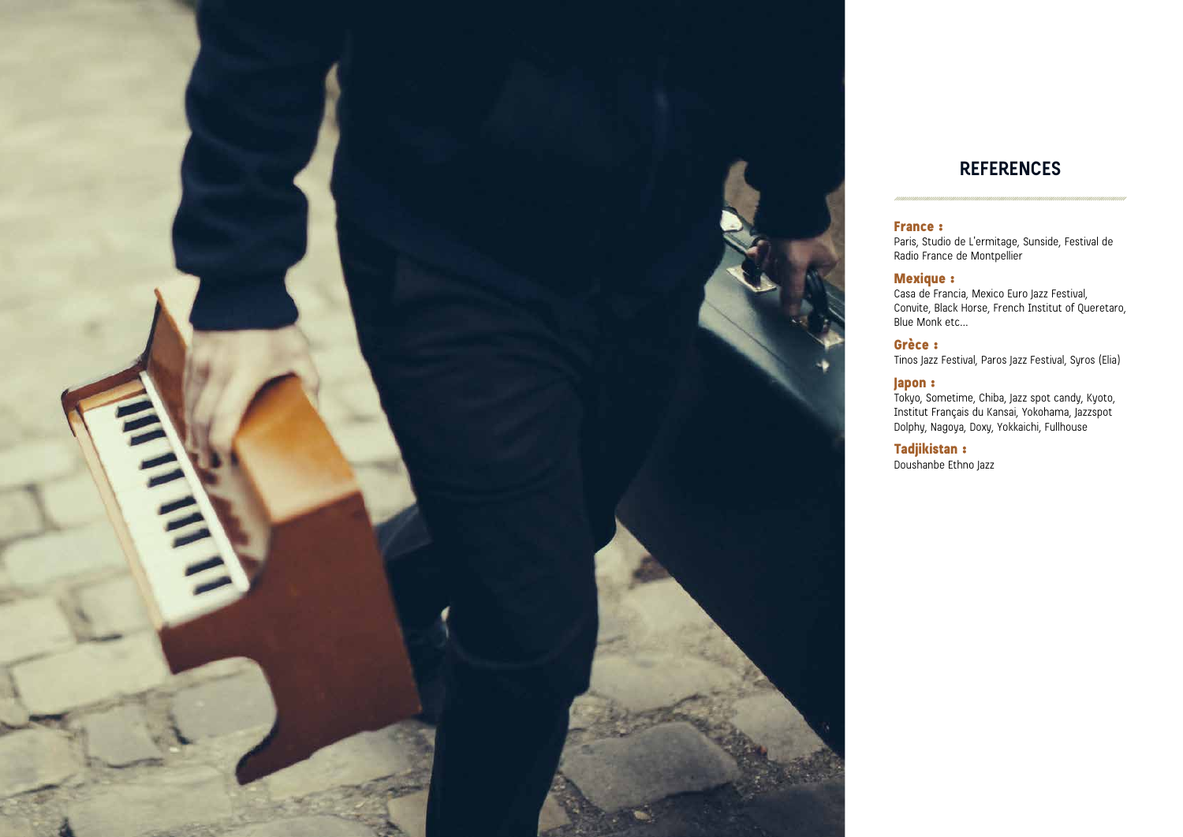## REFERENCES

**France :**
Paris, Studio de L'ermitage, Sunside, Festival de Radio France de Montpellier

**Mexique :**
Casa de Francia, Mexico Euro Jazz Festival, Convite, Black Horse, French Institut of Queretaro, Blue Monk etc...

**Grèce :**
Tinos Jazz Festival, Paros Jazz Festival, Syros (Elia)

**Japon :**
Tokyo, Sometime, Chiba, Jazz spot candy, Kyoto, Institut Français du Kansai, Yokohama, Jazzspot Dolphy, Nagoya, Doxy, Yokkaichi, Fullhouse

**Tadjikistan :**
Doushanbe Ethno Jazz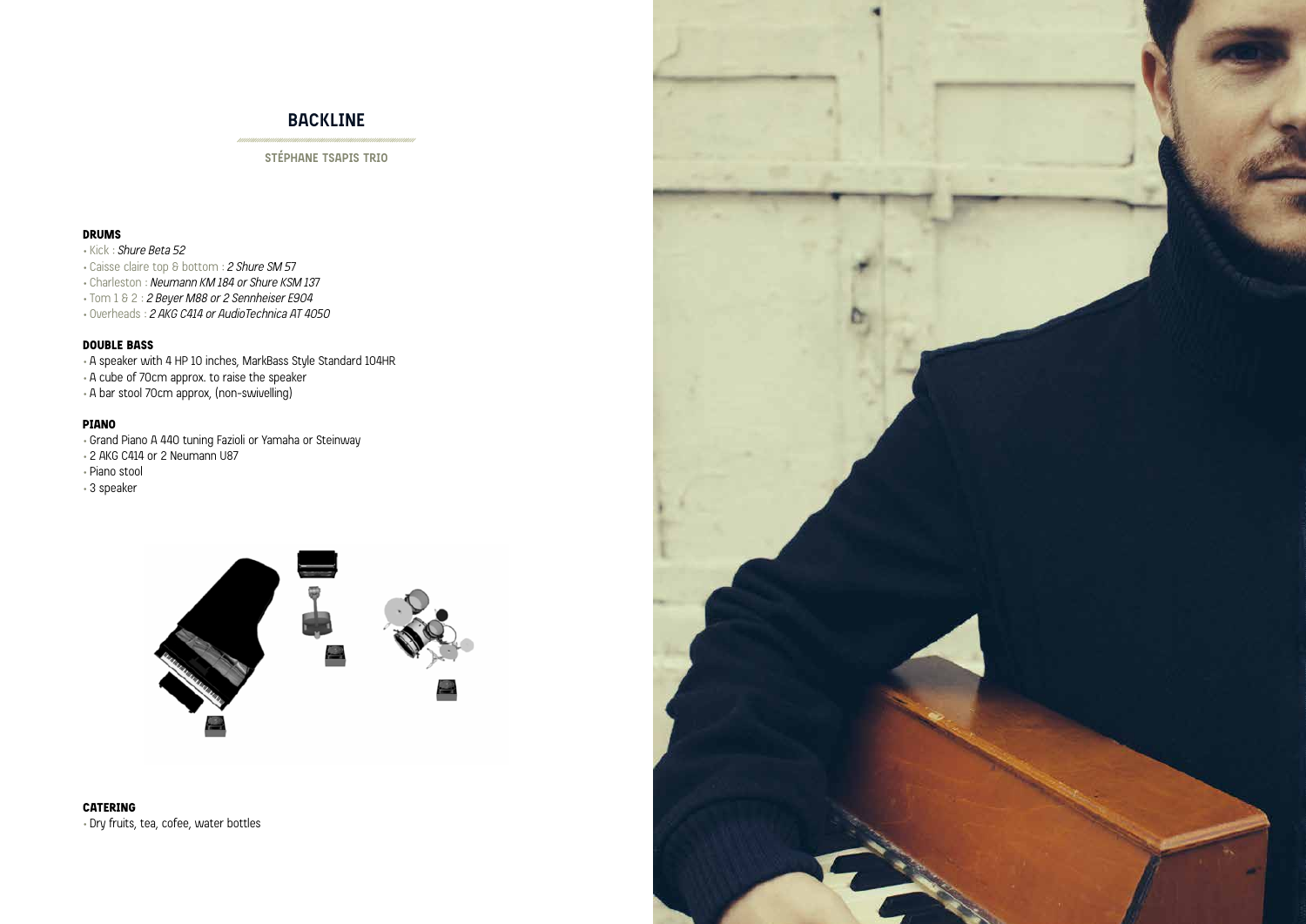# BACKLINE

## STÉPHANE TSAPIS TRIO

### DRUMS

- Kick : *Shure Beta 52*
- Caisse claire top & bottom : *2 Shure SM 57*
- Charleston : *Neumann KM 184 or Shure KSM 137*
- Tom 1 & 2 : *2 Beyer M88 or 2 Sennheiser E904*
- Overheads : *2 AKG C414 or AudioTechnica AT 4050*

### DOUBLE BASS

- A speaker with 4 HP 10 inches, MarkBass Style Standard 104HR
- A cube of 70cm approx. to raise the speaker
- A bar stool 70cm approx, (non-swivelling)

### PIANO

- Grand Piano A 440 tuning Fazioli or Yamaha or Steinway
- 2 AKG C414 or 2 Neumann U87
- Piano stool
- 3 speaker

### CATERING

- Dry fruits, tea, cofee, water bottles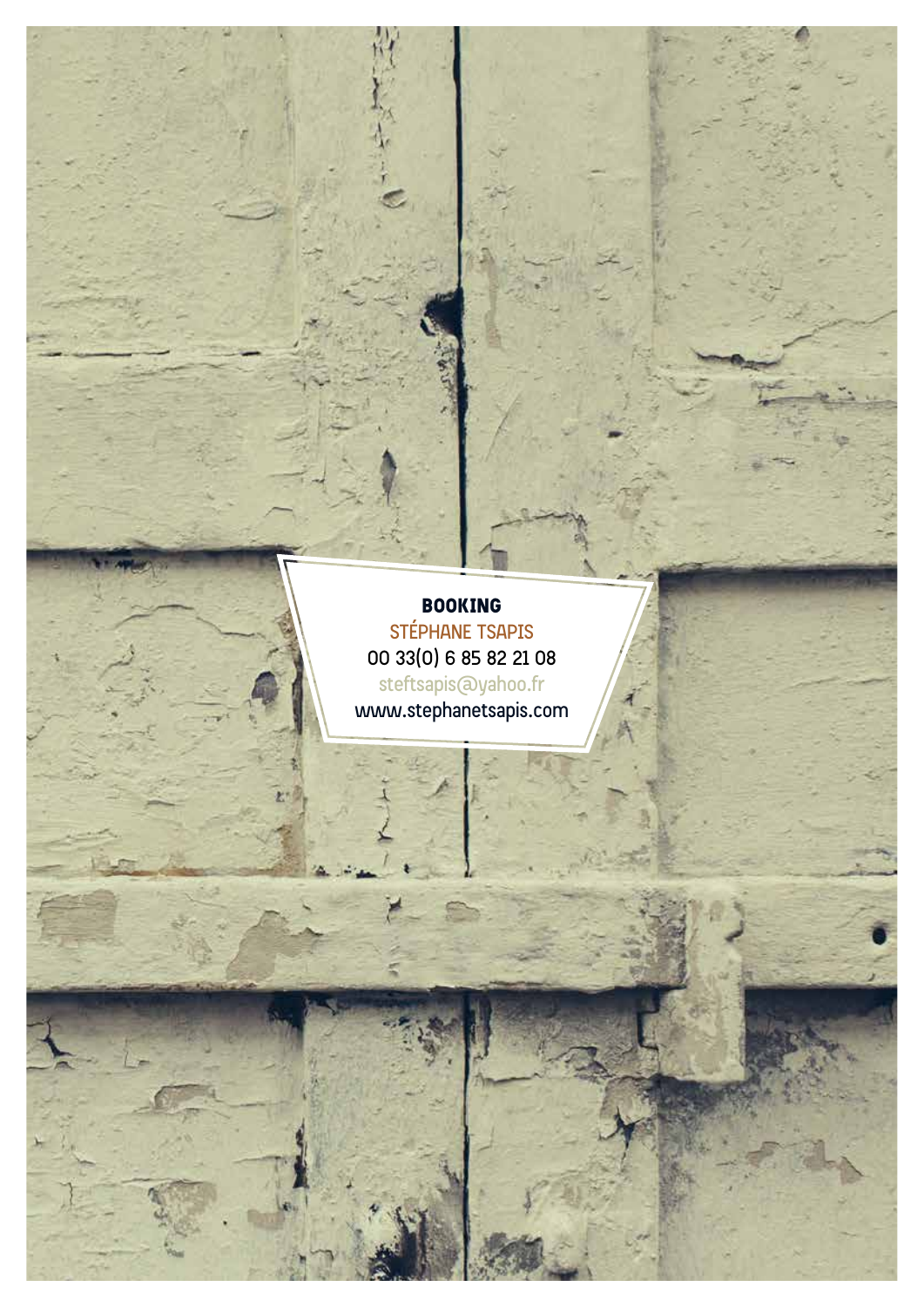**BOOKING**

STÉPHANE TSAPIS

00 33(0) 6 85 82 21 08

steftsapis@yahoo.fr

www.stephanetsapis.com